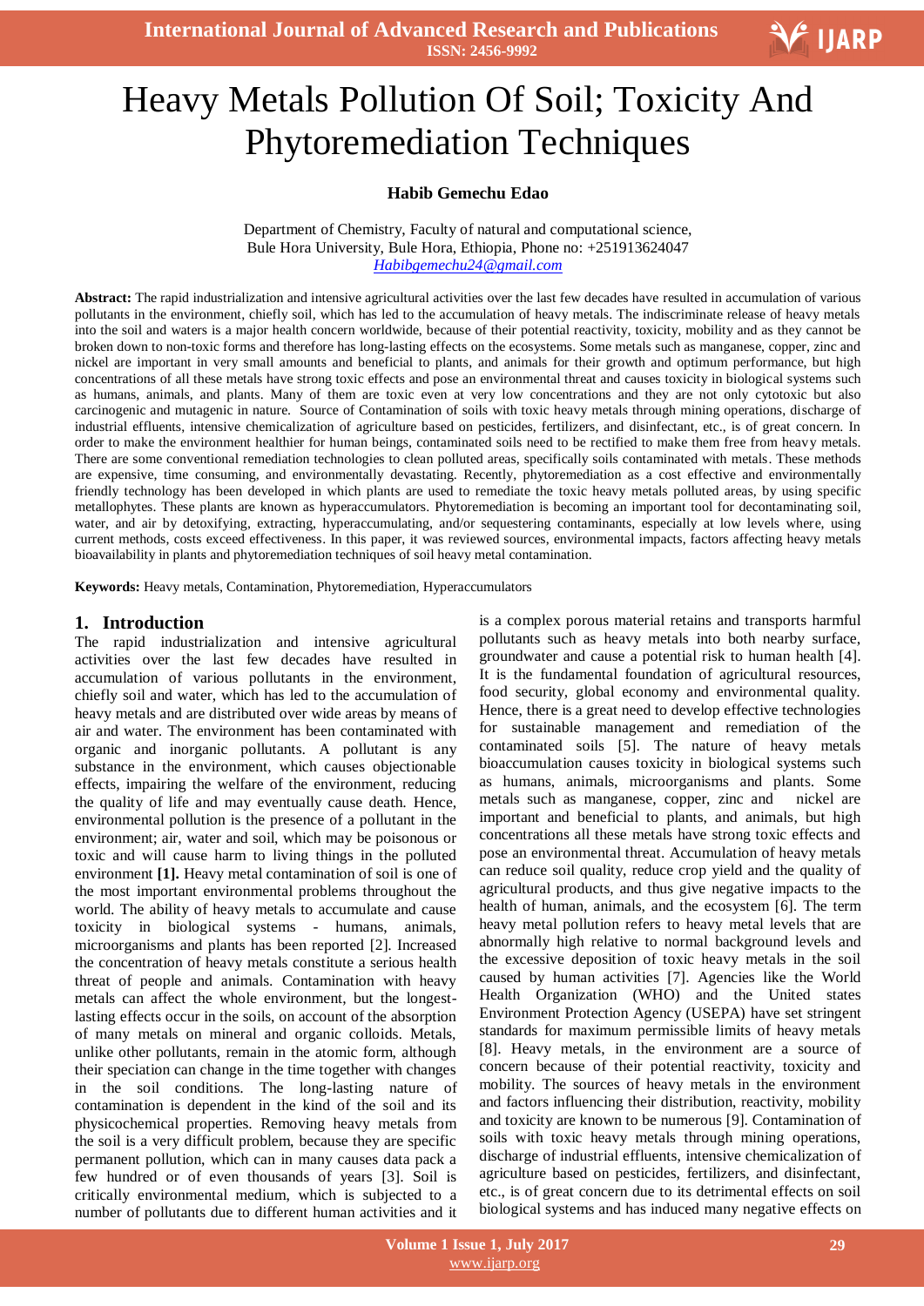# Heavy Metals Pollution Of Soil; Toxicity And Phytoremediation Techniques

**Habib Gemechu Edao**

Department of Chemistry, Faculty of natural and computational science,
Bule Hora University, Bule Hora, Ethiopia, Phone no: +251913624047
*Habibgemechu24@gmail.com*

**Abstract:** The rapid industrialization and intensive agricultural activities over the last few decades have resulted in accumulation of various pollutants in the environment, chiefly soil, which has led to the accumulation of heavy metals. The indiscriminate release of heavy metals into the soil and waters is a major health concern worldwide, because of their potential reactivity, toxicity, mobility and as they cannot be broken down to non-toxic forms and therefore has long-lasting effects on the ecosystems. Some metals such as manganese, copper, zinc and nickel are important in very small amounts and beneficial to plants, and animals for their growth and optimum performance, but high concentrations of all these metals have strong toxic effects and pose an environmental threat and causes toxicity in biological systems such as humans, animals, and plants. Many of them are toxic even at very low concentrations and they are not only cytotoxic but also carcinogenic and mutagenic in nature. Source of Contamination of soils with toxic heavy metals through mining operations, discharge of industrial effluents, intensive chemicalization of agriculture based on pesticides, fertilizers, and disinfectant, etc., is of great concern. In order to make the environment healthier for human beings, contaminated soils need to be rectified to make them free from heavy metals. There are some conventional remediation technologies to clean polluted areas, specifically soils contaminated with metals. These methods are expensive, time consuming, and environmentally devastating. Recently, phytoremediation as a cost effective and environmentally friendly technology has been developed in which plants are used to remediate the toxic heavy metals polluted areas, by using specific metallophytes. These plants are known as hyperaccumulators. Phytoremediation is becoming an important tool for decontaminating soil, water, and air by detoxifying, extracting, hyperaccumulating, and/or sequestering contaminants, especially at low levels where, using current methods, costs exceed effectiveness. In this paper, it was reviewed sources, environmental impacts, factors affecting heavy metals bioavailability in plants and phytoremediation techniques of soil heavy metal contamination.

**Keywords:** Heavy metals, Contamination, Phytoremediation, Hyperaccumulators

## 1. Introduction

The rapid industrialization and intensive agricultural activities over the last few decades have resulted in accumulation of various pollutants in the environment, chiefly soil and water, which has led to the accumulation of heavy metals and are distributed over wide areas by means of air and water. The environment has been contaminated with organic and inorganic pollutants. A pollutant is any substance in the environment, which causes objectionable effects, impairing the welfare of the environment, reducing the quality of life and may eventually cause death. Hence, environmental pollution is the presence of a pollutant in the environment; air, water and soil, which may be poisonous or toxic and will cause harm to living things in the polluted environment **[1].** Heavy metal contamination of soil is one of the most important environmental problems throughout the world. The ability of heavy metals to accumulate and cause toxicity in biological systems - humans, animals, microorganisms and plants has been reported [2]. Increased the concentration of heavy metals constitute a serious health threat of people and animals. Contamination with heavy metals can affect the whole environment, but the longest-lasting effects occur in the soils, on account of the absorption of many metals on mineral and organic colloids. Metals, unlike other pollutants, remain in the atomic form, although their speciation can change in the time together with changes in the soil conditions. The long-lasting nature of contamination is dependent in the kind of the soil and its physicochemical properties. Removing heavy metals from the soil is a very difficult problem, because they are specific permanent pollution, which can in many causes data pack a few hundred or of even thousands of years [3]. Soil is critically environmental medium, which is subjected to a number of pollutants due to different human activities and it is a complex porous material retains and transports harmful pollutants such as heavy metals into both nearby surface, groundwater and cause a potential risk to human health [4]. It is the fundamental foundation of agricultural resources, food security, global economy and environmental quality. Hence, there is a great need to develop effective technologies for sustainable management and remediation of the contaminated soils [5]. The nature of heavy metals bioaccumulation causes toxicity in biological systems such as humans, animals, microorganisms and plants. Some metals such as manganese, copper, zinc and nickel are important and beneficial to plants, and animals, but high concentrations all these metals have strong toxic effects and pose an environmental threat. Accumulation of heavy metals can reduce soil quality, reduce crop yield and the quality of agricultural products, and thus give negative impacts to the health of human, animals, and the ecosystem [6]. The term heavy metal pollution refers to heavy metal levels that are abnormally high relative to normal background levels and the excessive deposition of toxic heavy metals in the soil caused by human activities [7]. Agencies like the World Health Organization (WHO) and the United states Environment Protection Agency (USEPA) have set stringent standards for maximum permissible limits of heavy metals [8]. Heavy metals, in the environment are a source of concern because of their potential reactivity, toxicity and mobility. The sources of heavy metals in the environment and factors influencing their distribution, reactivity, mobility and toxicity are known to be numerous [9]. Contamination of soils with toxic heavy metals through mining operations, discharge of industrial effluents, intensive chemicalization of agriculture based on pesticides, fertilizers, and disinfectant, etc., is of great concern due to its detrimental effects on soil biological systems and has induced many negative effects on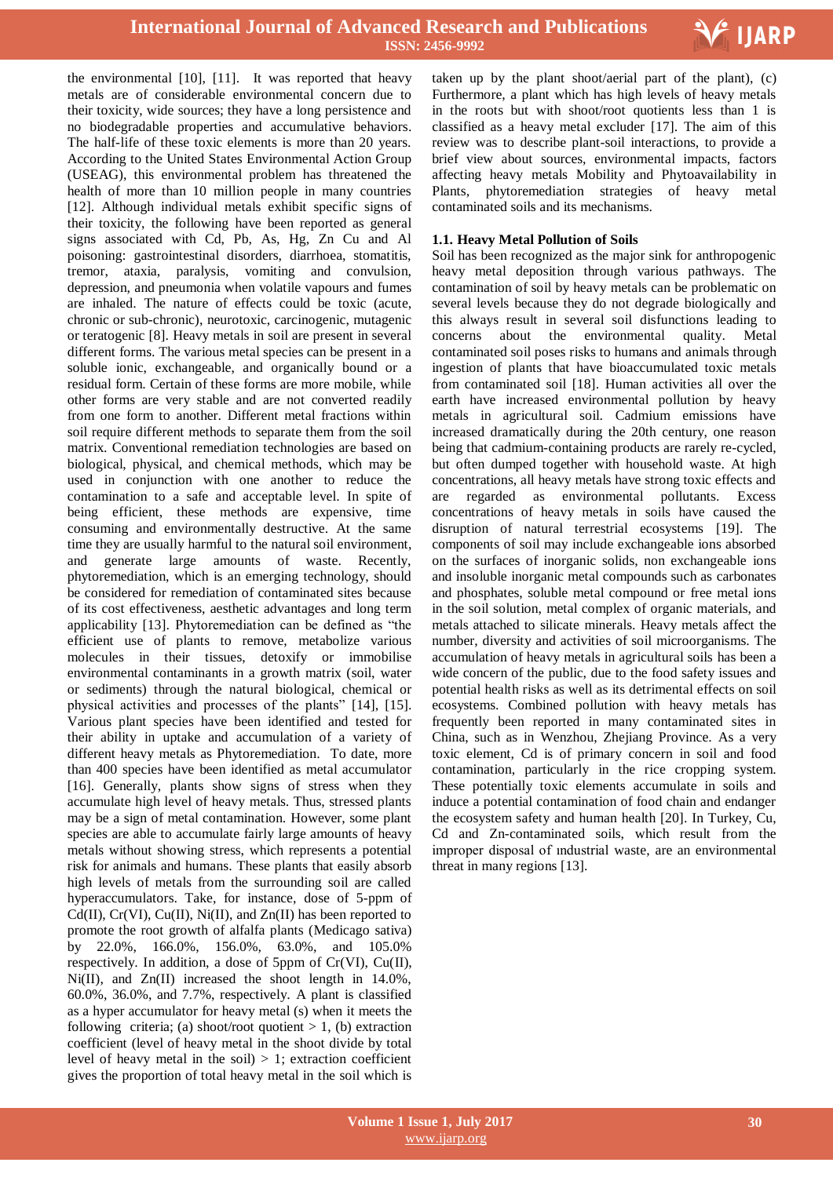the environmental [10], [11]. It was reported that heavy metals are of considerable environmental concern due to their toxicity, wide sources; they have a long persistence and no biodegradable properties and accumulative behaviors. The half-life of these toxic elements is more than 20 years. According to the United States Environmental Action Group (USEAG), this environmental problem has threatened the health of more than 10 million people in many countries [12]. Although individual metals exhibit specific signs of their toxicity, the following have been reported as general signs associated with Cd, Pb, As, Hg, Zn Cu and Al poisoning: gastrointestinal disorders, diarrhoea, stomatitis, tremor, ataxia, paralysis, vomiting and convulsion, depression, and pneumonia when volatile vapours and fumes are inhaled. The nature of effects could be toxic (acute, chronic or sub-chronic), neurotoxic, carcinogenic, mutagenic or teratogenic [8]. Heavy metals in soil are present in several different forms. The various metal species can be present in a soluble ionic, exchangeable, and organically bound or a residual form. Certain of these forms are more mobile, while other forms are very stable and are not converted readily from one form to another. Different metal fractions within soil require different methods to separate them from the soil matrix. Conventional remediation technologies are based on biological, physical, and chemical methods, which may be used in conjunction with one another to reduce the contamination to a safe and acceptable level. In spite of being efficient, these methods are expensive, time consuming and environmentally destructive. At the same time they are usually harmful to the natural soil environment, and generate large amounts of waste. Recently, phytoremediation, which is an emerging technology, should be considered for remediation of contaminated sites because of its cost effectiveness, aesthetic advantages and long term applicability [13]. Phytoremediation can be defined as "the efficient use of plants to remove, metabolize various molecules in their tissues, detoxify or immobilise environmental contaminants in a growth matrix (soil, water or sediments) through the natural biological, chemical or physical activities and processes of the plants" [14], [15]. Various plant species have been identified and tested for their ability in uptake and accumulation of a variety of different heavy metals as Phytoremediation. To date, more than 400 species have been identified as metal accumulator [16]. Generally, plants show signs of stress when they accumulate high level of heavy metals. Thus, stressed plants may be a sign of metal contamination. However, some plant species are able to accumulate fairly large amounts of heavy metals without showing stress, which represents a potential risk for animals and humans. These plants that easily absorb high levels of metals from the surrounding soil are called hyperaccumulators. Take, for instance, dose of 5-ppm of Cd(II), Cr(VI), Cu(II), Ni(II), and Zn(II) has been reported to promote the root growth of alfalfa plants (Medicago sativa) by 22.0%, 166.0%, 156.0%, 63.0%, and 105.0% respectively. In addition, a dose of 5ppm of Cr(VI), Cu(II), Ni(II), and Zn(II) increased the shoot length in 14.0%, 60.0%, 36.0%, and 7.7%, respectively. A plant is classified as a hyper accumulator for heavy metal (s) when it meets the following criteria; (a) shoot/root quotient > 1, (b) extraction coefficient (level of heavy metal in the shoot divide by total level of heavy metal in the soil) > 1; extraction coefficient gives the proportion of total heavy metal in the soil which is taken up by the plant shoot/aerial part of the plant), (c) Furthermore, a plant which has high levels of heavy metals in the roots but with shoot/root quotients less than 1 is classified as a heavy metal excluder [17]. The aim of this review was to describe plant-soil interactions, to provide a brief view about sources, environmental impacts, factors affecting heavy metals Mobility and Phytoavailability in Plants, phytoremediation strategies of heavy metal contaminated soils and its mechanisms.

### 1.1. Heavy Metal Pollution of Soils

Soil has been recognized as the major sink for anthropogenic heavy metal deposition through various pathways. The contamination of soil by heavy metals can be problematic on several levels because they do not degrade biologically and this always result in several soil disfunctions leading to concerns about the environmental quality. Metal contaminated soil poses risks to humans and animals through ingestion of plants that have bioaccumulated toxic metals from contaminated soil [18]. Human activities all over the earth have increased environmental pollution by heavy metals in agricultural soil. Cadmium emissions have increased dramatically during the 20th century, one reason being that cadmium-containing products are rarely re-cycled, but often dumped together with household waste. At high concentrations, all heavy metals have strong toxic effects and are regarded as environmental pollutants. Excess concentrations of heavy metals in soils have caused the disruption of natural terrestrial ecosystems [19]. The components of soil may include exchangeable ions absorbed on the surfaces of inorganic solids, non exchangeable ions and insoluble inorganic metal compounds such as carbonates and phosphates, soluble metal compound or free metal ions in the soil solution, metal complex of organic materials, and metals attached to silicate minerals. Heavy metals affect the number, diversity and activities of soil microorganisms. The accumulation of heavy metals in agricultural soils has been a wide concern of the public, due to the food safety issues and potential health risks as well as its detrimental effects on soil ecosystems. Combined pollution with heavy metals has frequently been reported in many contaminated sites in China, such as in Wenzhou, Zhejiang Province. As a very toxic element, Cd is of primary concern in soil and food contamination, particularly in the rice cropping system. These potentially toxic elements accumulate in soils and induce a potential contamination of food chain and endanger the ecosystem safety and human health [20]. In Turkey, Cu, Cd and Zn-contaminated soils, which result from the improper disposal of industrial waste, are an environmental threat in many regions [13].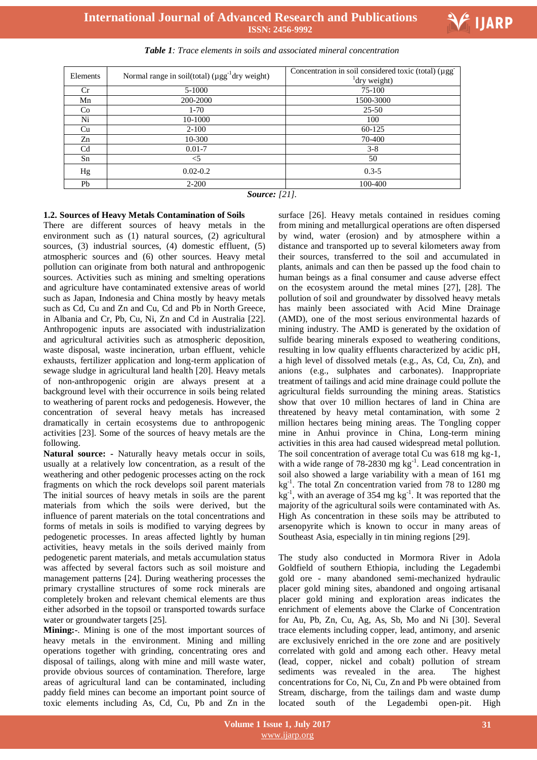***Table 1**: Trace elements in soils and associated mineral concentration*

| Elements | Normal range in soil(total) ($\mu gg^{-1}$dry weight) | Concentration in soil considered toxic (total) ($\mu gg^{-1}$dry weight) |
|---|---|---|
| Cr | 5-1000 | 75-100 |
| Mn | 200-2000 | 1500-3000 |
| Co | 1-70 | 25-50 |
| Ni | 10-1000 | 100 |
| Cu | 2-100 | 60-125 |
| Zn | 10-300 | 70-400 |
| Cd | 0.01-7 | 3-8 |
| Sn | <5 | 50 |
| Hg | 0.02-0.2 | 0.3-5 |
| Pb | 2-200 | 100-400 |

***Source:** [21].*

### 1.2. Sources of Heavy Metals Contamination of Soils

There are different sources of heavy metals in the environment such as (1) natural sources, (2) agricultural sources, (3) industrial sources, (4) domestic effluent, (5) atmospheric sources and (6) other sources. Heavy metal pollution can originate from both natural and anthropogenic sources. Activities such as mining and smelting operations and agriculture have contaminated extensive areas of world such as Japan, Indonesia and China mostly by heavy metals such as Cd, Cu and Zn and Cu, Cd and Pb in North Greece, in Albania and Cr, Pb, Cu, Ni, Zn and Cd in Australia [22]. Anthropogenic inputs are associated with industrialization and agricultural activities such as atmospheric deposition, waste disposal, waste incineration, urban effluent, vehicle exhausts, fertilizer application and long-term application of sewage sludge in agricultural land health [20]. Heavy metals of non-anthropogenic origin are always present at a background level with their occurrence in soils being related to weathering of parent rocks and pedogenesis. However, the concentration of several heavy metals has increased dramatically in certain ecosystems due to anthropogenic activities [23]. Some of the sources of heavy metals are the following.

**Natural source:** - Naturally heavy metals occur in soils, usually at a relatively low concentration, as a result of the weathering and other pedogenic processes acting on the rock fragments on which the rock develops soil parent materials The initial sources of heavy metals in soils are the parent materials from which the soils were derived, but the influence of parent materials on the total concentrations and forms of metals in soils is modified to varying degrees by pedogenetic processes. In areas affected lightly by human activities, heavy metals in the soils derived mainly from pedogenetic parent materials, and metals accumulation status was affected by several factors such as soil moisture and management patterns [24]. During weathering processes the primary crystalline structures of some rock minerals are completely broken and relevant chemical elements are thus either adsorbed in the topsoil or transported towards surface water or groundwater targets [25].

**Mining:-**. Mining is one of the most important sources of heavy metals in the environment. Mining and milling operations together with grinding, concentrating ores and disposal of tailings, along with mine and mill waste water, provide obvious sources of contamination. Therefore, large areas of agricultural land can be contaminated, including paddy field mines can become an important point source of toxic elements including As, Cd, Cu, Pb and Zn in the surface [26]. Heavy metals contained in residues coming from mining and metallurgical operations are often dispersed by wind, water (erosion) and by atmosphere within a distance and transported up to several kilometers away from their sources, transferred to the soil and accumulated in plants, animals and can then be passed up the food chain to human beings as a final consumer and cause adverse effect on the ecosystem around the metal mines [27], [28]. The pollution of soil and groundwater by dissolved heavy metals has mainly been associated with Acid Mine Drainage (AMD), one of the most serious environmental hazards of mining industry. The AMD is generated by the oxidation of sulfide bearing minerals exposed to weathering conditions, resulting in low quality effluents characterized by acidic pH, a high level of dissolved metals (e.g., As, Cd, Cu, Zn), and anions (e.g., sulphates and carbonates). Inappropriate treatment of tailings and acid mine drainage could pollute the agricultural fields surrounding the mining areas. Statistics show that over 10 million hectares of land in China are threatened by heavy metal contamination, with some 2 million hectares being mining areas. The Tongling copper mine in Anhui province in China, Long-term mining activities in this area had caused widespread metal pollution. The soil concentration of average total Cu was 618 mg kg-1, with a wide range of 78-2830 mg $kg^{-1}$. Lead concentration in soil also showed a large variability with a mean of 161 mg $kg^{-1}$. The total Zn concentration varied from 78 to 1280 mg $kg^{-1}$, with an average of 354 mg $kg^{-1}$. It was reported that the majority of the agricultural soils were contaminated with As. High As concentration in these soils may be attributed to arsenopyrite which is known to occur in many areas of Southeast Asia, especially in tin mining regions [29].

The study also conducted in Mormora River in Adola Goldfield of southern Ethiopia, including the Legadembi gold ore - many abandoned semi-mechanized hydraulic placer gold mining sites, abandoned and ongoing artisanal placer gold mining and exploration areas indicates the enrichment of elements above the Clarke of Concentration for Au, Pb, Zn, Cu, Ag, As, Sb, Mo and Ni [30]. Several trace elements including copper, lead, antimony, and arsenic are exclusively enriched in the ore zone and are positively correlated with gold and among each other. Heavy metal (lead, copper, nickel and cobalt) pollution of stream sediments was revealed in the area. The highest concentrations for Co, Ni, Cu, Zn and Pb were obtained from Stream, discharge, from the tailings dam and waste dump located south of the Legadembi open-pit. High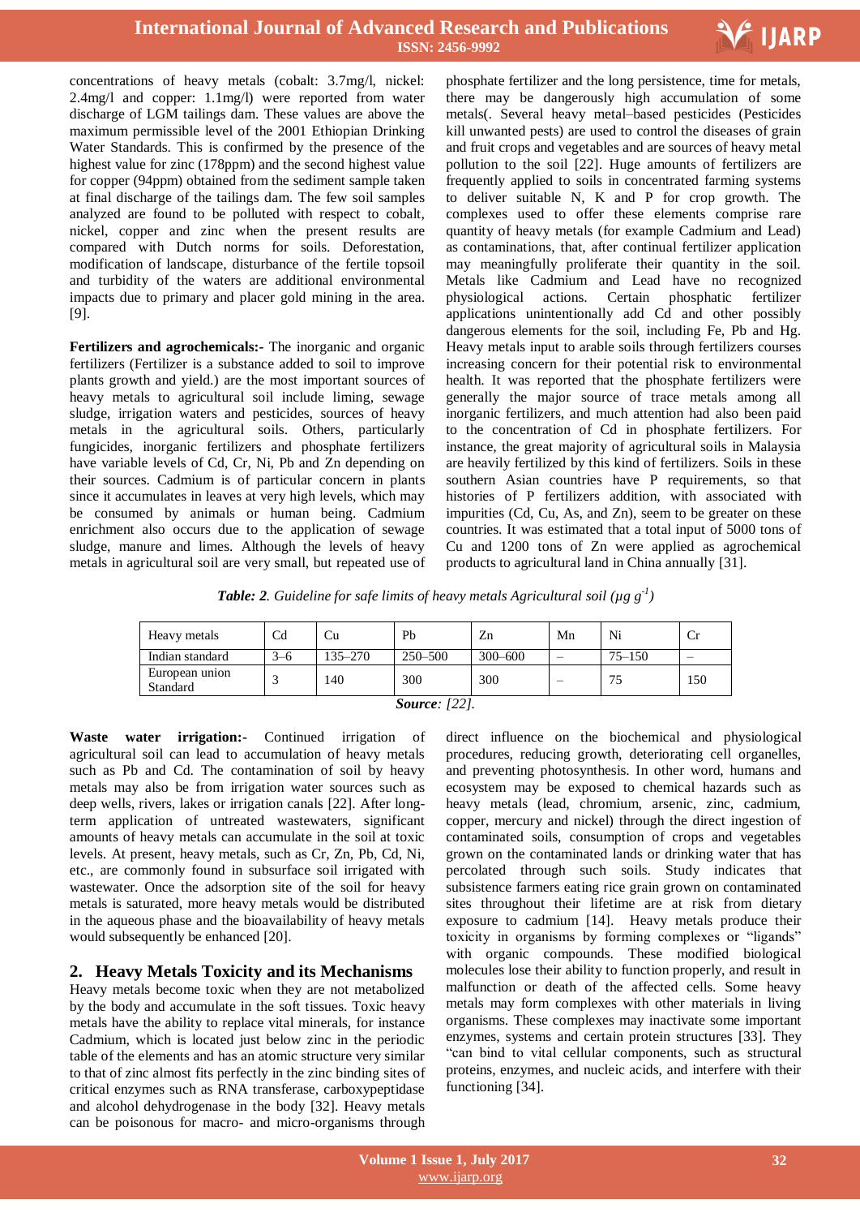concentrations of heavy metals (cobalt: 3.7mg/l, nickel: 2.4mg/l and copper: 1.1mg/l) were reported from water discharge of LGM tailings dam. These values are above the maximum permissible level of the 2001 Ethiopian Drinking Water Standards. This is confirmed by the presence of the highest value for zinc (178ppm) and the second highest value for copper (94ppm) obtained from the sediment sample taken at final discharge of the tailings dam. The few soil samples analyzed are found to be polluted with respect to cobalt, nickel, copper and zinc when the present results are compared with Dutch norms for soils. Deforestation, modification of landscape, disturbance of the fertile topsoil and turbidity of the waters are additional environmental impacts due to primary and placer gold mining in the area. [9].

**Fertilizers and agrochemicals:-** The inorganic and organic fertilizers (Fertilizer is a substance added to soil to improve plants growth and yield.) are the most important sources of heavy metals to agricultural soil include liming, sewage sludge, irrigation waters and pesticides, sources of heavy metals in the agricultural soils. Others, particularly fungicides, inorganic fertilizers and phosphate fertilizers have variable levels of Cd, Cr, Ni, Pb and Zn depending on their sources. Cadmium is of particular concern in plants since it accumulates in leaves at very high levels, which may be consumed by animals or human being. Cadmium enrichment also occurs due to the application of sewage sludge, manure and limes. Although the levels of heavy metals in agricultural soil are very small, but repeated use of phosphate fertilizer and the long persistence, time for metals, there may be dangerously high accumulation of some metals(. Several heavy metal–based pesticides (Pesticides kill unwanted pests) are used to control the diseases of grain and fruit crops and vegetables and are sources of heavy metal pollution to the soil [22]. Huge amounts of fertilizers are frequently applied to soils in concentrated farming systems to deliver suitable N, K and P for crop growth. The complexes used to offer these elements comprise rare quantity of heavy metals (for example Cadmium and Lead) as contaminations, that, after continual fertilizer application may meaningfully proliferate their quantity in the soil. Metals like Cadmium and Lead have no recognized physiological actions. Certain phosphatic fertilizer applications unintentionally add Cd and other possibly dangerous elements for the soil, including Fe, Pb and Hg. Heavy metals input to arable soils through fertilizers courses increasing concern for their potential risk to environmental health. It was reported that the phosphate fertilizers were generally the major source of trace metals among all inorganic fertilizers, and much attention had also been paid to the concentration of Cd in phosphate fertilizers. For instance, the great majority of agricultural soils in Malaysia are heavily fertilized by this kind of fertilizers. Soils in these southern Asian countries have P requirements, so that histories of P fertilizers addition, with associated with impurities (Cd, Cu, As, and Zn), seem to be greater on these countries. It was estimated that a total input of 5000 tons of Cu and 1200 tons of Zn were applied as agrochemical products to agricultural land in China annually [31].

***Table: 2****. Guideline for safe limits of heavy metals Agricultural soil ($\mu g\ g^{-1}$)*

| Heavy metals | Cd | Cu | Pb | Zn | Mn | Ni | Cr |
|---|---|---|---|---|---|---|---|
| Indian standard | 3–6 | 135–270 | 250–500 | 300–600 | – | 75–150 | – |
| European union Standard | 3 | 140 | 300 | 300 | – | 75 | 150 |

***Source****: [22].*

**Waste water irrigation:-** Continued irrigation of agricultural soil can lead to accumulation of heavy metals such as Pb and Cd. The contamination of soil by heavy metals may also be from irrigation water sources such as deep wells, rivers, lakes or irrigation canals [22]. After long-term application of untreated wastewaters, significant amounts of heavy metals can accumulate in the soil at toxic levels. At present, heavy metals, such as Cr, Zn, Pb, Cd, Ni, etc., are commonly found in subsurface soil irrigated with wastewater. Once the adsorption site of the soil for heavy metals is saturated, more heavy metals would be distributed in the aqueous phase and the bioavailability of heavy metals would subsequently be enhanced [20].

## 2. Heavy Metals Toxicity and its Mechanisms

Heavy metals become toxic when they are not metabolized by the body and accumulate in the soft tissues. Toxic heavy metals have the ability to replace vital minerals, for instance Cadmium, which is located just below zinc in the periodic table of the elements and has an atomic structure very similar to that of zinc almost fits perfectly in the zinc binding sites of critical enzymes such as RNA transferase, carboxypeptidase and alcohol dehydrogenase in the body [32]. Heavy metals can be poisonous for macro- and micro-organisms through direct influence on the biochemical and physiological procedures, reducing growth, deteriorating cell organelles, and preventing photosynthesis. In other word, humans and ecosystem may be exposed to chemical hazards such as heavy metals (lead, chromium, arsenic, zinc, cadmium, copper, mercury and nickel) through the direct ingestion of contaminated soils, consumption of crops and vegetables grown on the contaminated lands or drinking water that has percolated through such soils. Study indicates that subsistence farmers eating rice grain grown on contaminated sites throughout their lifetime are at risk from dietary exposure to cadmium [14]. Heavy metals produce their toxicity in organisms by forming complexes or "ligands" with organic compounds. These modified biological molecules lose their ability to function properly, and result in malfunction or death of the affected cells. Some heavy metals may form complexes with other materials in living organisms. These complexes may inactivate some important enzymes, systems and certain protein structures [33]. They "can bind to vital cellular components, such as structural proteins, enzymes, and nucleic acids, and interfere with their functioning [34].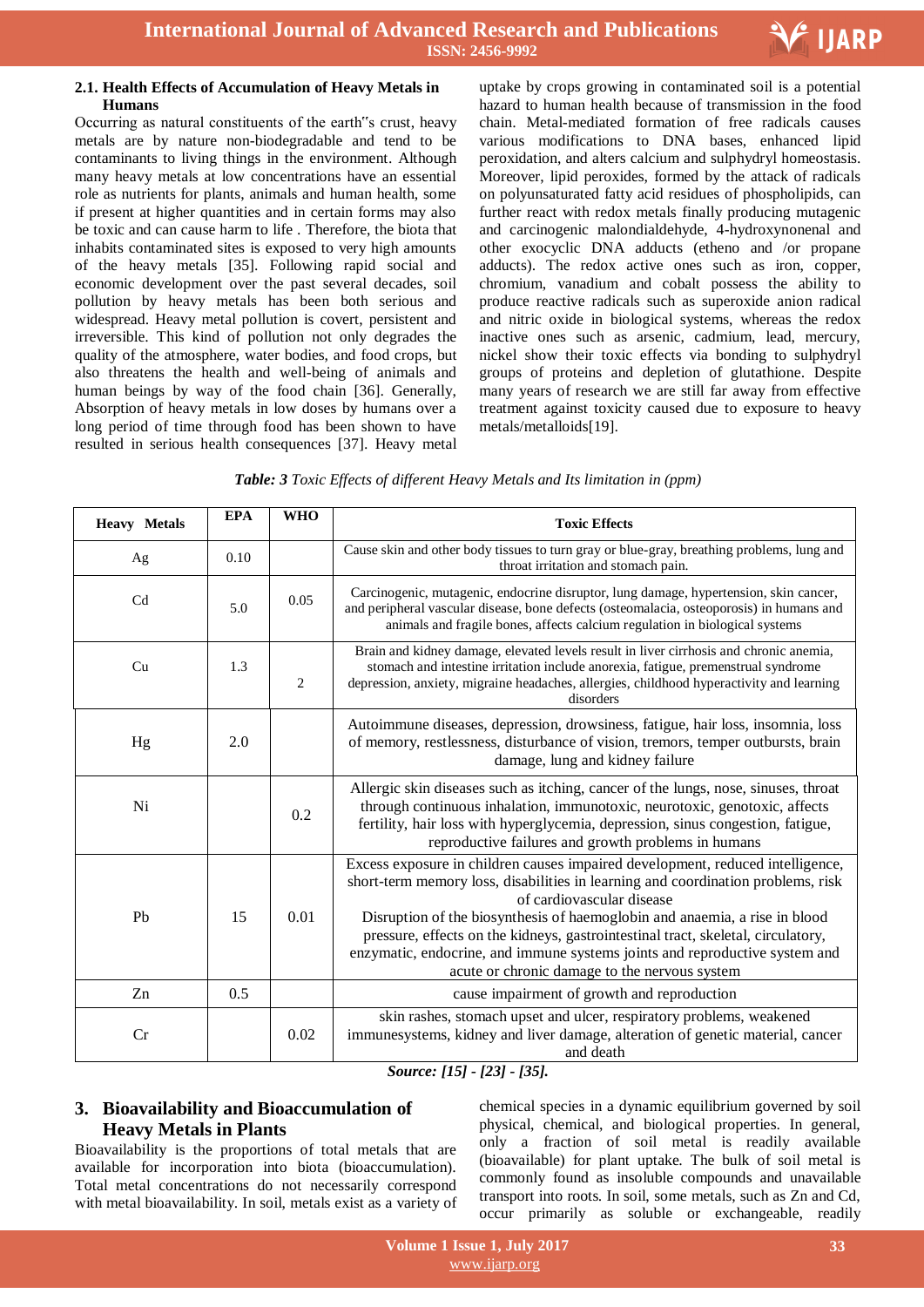### 2.1. Health Effects of Accumulation of Heavy Metals in Humans

Occurring as natural constituents of the earth"s crust, heavy metals are by nature non-biodegradable and tend to be contaminants to living things in the environment. Although many heavy metals at low concentrations have an essential role as nutrients for plants, animals and human health, some if present at higher quantities and in certain forms may also be toxic and can cause harm to life . Therefore, the biota that inhabits contaminated sites is exposed to very high amounts of the heavy metals [35]. Following rapid social and economic development over the past several decades, soil pollution by heavy metals has been both serious and widespread. Heavy metal pollution is covert, persistent and irreversible. This kind of pollution not only degrades the quality of the atmosphere, water bodies, and food crops, but also threatens the health and well-being of animals and human beings by way of the food chain [36]. Generally, Absorption of heavy metals in low doses by humans over a long period of time through food has been shown to have resulted in serious health consequences [37]. Heavy metal uptake by crops growing in contaminated soil is a potential hazard to human health because of transmission in the food chain. Metal-mediated formation of free radicals causes various modifications to DNA bases, enhanced lipid peroxidation, and alters calcium and sulphydryl homeostasis. Moreover, lipid peroxides, formed by the attack of radicals on polyunsaturated fatty acid residues of phospholipids, can further react with redox metals finally producing mutagenic and carcinogenic malondialdehyde, 4-hydroxynonenal and other exocyclic DNA adducts (etheno and /or propane adducts). The redox active ones such as iron, copper, chromium, vanadium and cobalt possess the ability to produce reactive radicals such as superoxide anion radical and nitric oxide in biological systems, whereas the redox inactive ones such as arsenic, cadmium, lead, mercury, nickel show their toxic effects via bonding to sulphydryl groups of proteins and depletion of glutathione. Despite many years of research we are still far away from effective treatment against toxicity caused due to exposure to heavy metals/metalloids[19].

***Table: 3** Toxic Effects of different Heavy Metals and Its limitation in (ppm)*

| Heavy Metals | EPA | WHO | Toxic Effects |
|---|---|---|---|
| Ag | 0.10 | | Cause skin and other body tissues to turn gray or blue-gray, breathing problems, lung and throat irritation and stomach pain. |
| Cd | 5.0 | 0.05 | Carcinogenic, mutagenic, endocrine disruptor, lung damage, hypertension, skin cancer, and peripheral vascular disease, bone defects (osteomalacia, osteoporosis) in humans and animals and fragile bones, affects calcium regulation in biological systems |
| Cu | 1.3 | 2 | Brain and kidney damage, elevated levels result in liver cirrhosis and chronic anemia, stomach and intestine irritation include anorexia, fatigue, premenstrual syndrome depression, anxiety, migraine headaches, allergies, childhood hyperactivity and learning disorders |
| Hg | 2.0 | | Autoimmune diseases, depression, drowsiness, fatigue, hair loss, insomnia, loss of memory, restlessness, disturbance of vision, tremors, temper outbursts, brain damage, lung and kidney failure |
| Ni | | 0.2 | Allergic skin diseases such as itching, cancer of the lungs, nose, sinuses, throat through continuous inhalation, immunotoxic, neurotoxic, genotoxic, affects fertility, hair loss with hyperglycemia, depression, sinus congestion, fatigue, reproductive failures and growth problems in humans |
| Pb | 15 | 0.01 | Excess exposure in children causes impaired development, reduced intelligence, short-term memory loss, disabilities in learning and coordination problems, risk of cardiovascular disease<br>Disruption of the biosynthesis of haemoglobin and anaemia, a rise in blood pressure, effects on the kidneys, gastrointestinal tract, skeletal, circulatory, enzymatic, endocrine, and immune systems joints and reproductive system and acute or chronic damage to the nervous system |
| Zn | 0.5 | | cause impairment of growth and reproduction |
| Cr | | 0.02 | skin rashes, stomach upset and ulcer, respiratory problems, weakened immunesystems, kidney and liver damage, alteration of genetic material, cancer and death |

***Source: [15] - [23] - [35].***

## 3. Bioavailability and Bioaccumulation of Heavy Metals in Plants

Bioavailability is the proportions of total metals that are available for incorporation into biota (bioaccumulation). Total metal concentrations do not necessarily correspond with metal bioavailability. In soil, metals exist as a variety of chemical species in a dynamic equilibrium governed by soil physical, chemical, and biological properties. In general, only a fraction of soil metal is readily available (bioavailable) for plant uptake. The bulk of soil metal is commonly found as insoluble compounds and unavailable transport into roots. In soil, some metals, such as Zn and Cd, occur primarily as soluble or exchangeable, readily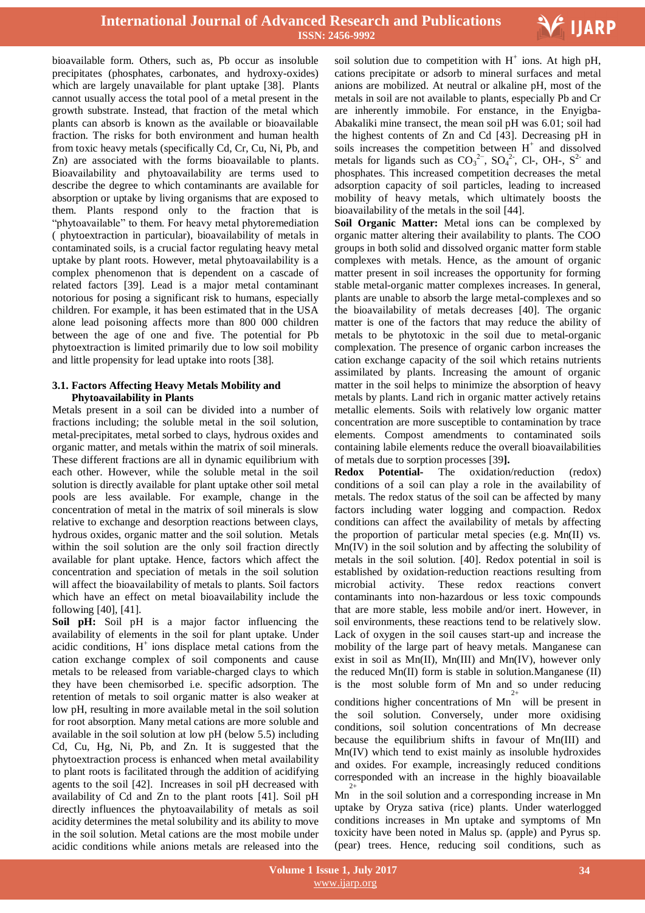bioavailable form. Others, such as, Pb occur as insoluble precipitates (phosphates, carbonates, and hydroxy-oxides) which are largely unavailable for plant uptake [38]. Plants cannot usually access the total pool of a metal present in the growth substrate. Instead, that fraction of the metal which plants can absorb is known as the available or bioavailable fraction. The risks for both environment and human health from toxic heavy metals (specifically Cd, Cr, Cu, Ni, Pb, and Zn) are associated with the forms bioavailable to plants. Bioavailability and phytoavailability are terms used to describe the degree to which contaminants are available for absorption or uptake by living organisms that are exposed to them. Plants respond only to the fraction that is "phytoavailable" to them. For heavy metal phytoremediation ( phytoextraction in particular), bioavailability of metals in contaminated soils, is a crucial factor regulating heavy metal uptake by plant roots. However, metal phytoavailability is a complex phenomenon that is dependent on a cascade of related factors [39]. Lead is a major metal contaminant notorious for posing a significant risk to humans, especially children. For example, it has been estimated that in the USA alone lead poisoning affects more than 800 000 children between the age of one and five. The potential for Pb phytoextraction is limited primarily due to low soil mobility and little propensity for lead uptake into roots [38].

### 3.1. Factors Affecting Heavy Metals Mobility and Phytoavailability in Plants

Metals present in a soil can be divided into a number of fractions including; the soluble metal in the soil solution, metal-precipitates, metal sorbed to clays, hydrous oxides and organic matter, and metals within the matrix of soil minerals. These different fractions are all in dynamic equilibrium with each other. However, while the soluble metal in the soil solution is directly available for plant uptake other soil metal pools are less available. For example, change in the concentration of metal in the matrix of soil minerals is slow relative to exchange and desorption reactions between clays, hydrous oxides, organic matter and the soil solution. Metals within the soil solution are the only soil fraction directly available for plant uptake. Hence, factors which affect the concentration and speciation of metals in the soil solution will affect the bioavailability of metals to plants. Soil factors which have an effect on metal bioavailability include the following [40], [41].

**Soil pH:** Soil pH is a major factor influencing the availability of elements in the soil for plant uptake. Under acidic conditions, $H^+$ ions displace metal cations from the cation exchange complex of soil components and cause metals to be released from variable-charged clays to which they have been chemisorbed i.e. specific adsorption. The retention of metals to soil organic matter is also weaker at low pH, resulting in more available metal in the soil solution for root absorption. Many metal cations are more soluble and available in the soil solution at low pH (below 5.5) including Cd, Cu, Hg, Ni, Pb, and Zn. It is suggested that the phytoextraction process is enhanced when metal availability to plant roots is facilitated through the addition of acidifying agents to the soil [42]. Increases in soil pH decreased with availability of Cd and Zn to the plant roots [41]. Soil pH directly influences the phytoavailability of metals as soil acidity determines the metal solubility and its ability to move in the soil solution. Metal cations are the most mobile under acidic conditions while anions metals are released into the soil solution due to competition with $H^+$ ions. At high pH, cations precipitate or adsorb to mineral surfaces and metal anions are mobilized. At neutral or alkaline pH, most of the metals in soil are not available to plants, especially Pb and Cr are inherently immobile. For enstance, in the Enyigba-Abakaliki mine transect, the mean soil pH was 6.01; soil had the highest contents of Zn and Cd [43]. Decreasing pH in soils increases the competition between $H^+$ and dissolved metals for ligands such as $CO_3^{2-}$, $SO_4^{2-}$, Cl-, OH-, $S^{2-}$ and phosphates. This increased competition decreases the metal adsorption capacity of soil particles, leading to increased mobility of heavy metals, which ultimately boosts the bioavailability of the metals in the soil [44].

**Soil Organic Matter:** Metal ions can be complexed by organic matter altering their availability to plants. The COO groups in both solid and dissolved organic matter form stable complexes with metals. Hence, as the amount of organic matter present in soil increases the opportunity for forming stable metal-organic matter complexes increases. In general, plants are unable to absorb the large metal-complexes and so the bioavailability of metals decreases [40]. The organic matter is one of the factors that may reduce the ability of metals to be phytotoxic in the soil due to metal-organic complexation. The presence of organic carbon increases the cation exchange capacity of the soil which retains nutrients assimilated by plants. Increasing the amount of organic matter in the soil helps to minimize the absorption of heavy metals by plants. Land rich in organic matter actively retains metallic elements. Soils with relatively low organic matter concentration are more susceptible to contamination by trace elements. Compost amendments to contaminated soils containing labile elements reduce the overall bioavailabilities of metals due to sorption processes [39**].**

**Redox Potential-** The oxidation/reduction (redox) conditions of a soil can play a role in the availability of metals. The redox status of the soil can be affected by many factors including water logging and compaction. Redox conditions can affect the availability of metals by affecting the proportion of particular metal species (e.g. Mn(II) vs. Mn(IV) in the soil solution and by affecting the solubility of metals in the soil solution. [40]. Redox potential in soil is established by oxidation-reduction reactions resulting from microbial activity. These redox reactions convert contaminants into non-hazardous or less toxic compounds that are more stable, less mobile and/or inert. However, in soil environments, these reactions tend to be relatively slow. Lack of oxygen in the soil causes start-up and increase the mobility of the large part of heavy metals. Manganese can exist in soil as Mn(II), Mn(III) and Mn(IV), however only the reduced Mn(II) form is stable in solution.Manganese (II) is the most soluble form of Mn and so under reducing conditions higher concentrations of $Mn^{2+}$ will be present in the soil solution. Conversely, under more oxidising conditions, soil solution concentrations of Mn decrease because the equilibrium shifts in favour of Mn(III) and Mn(IV) which tend to exist mainly as insoluble hydroxides and oxides. For example, increasingly reduced conditions corresponded with an increase in the highly bioavailable $Mn^{2+}$ in the soil solution and a corresponding increase in Mn uptake by Oryza sativa (rice) plants. Under waterlogged conditions increases in Mn uptake and symptoms of Mn toxicity have been noted in Malus sp. (apple) and Pyrus sp. (pear) trees. Hence, reducing soil conditions, such as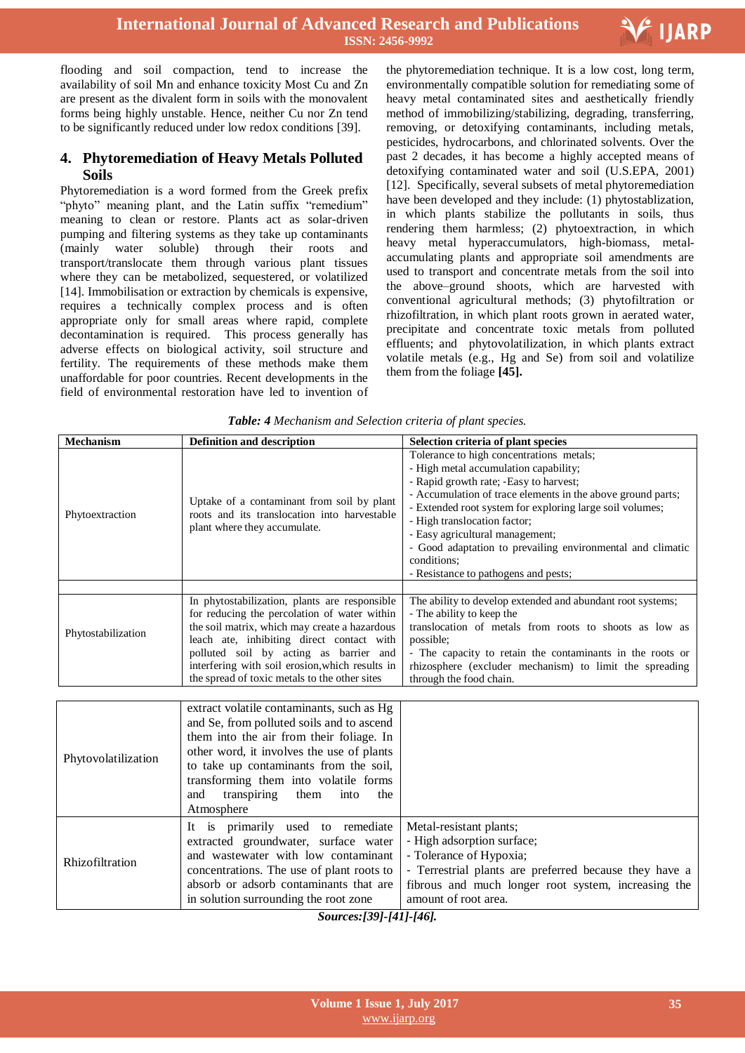flooding and soil compaction, tend to increase the availability of soil Mn and enhance toxicity Most Cu and Zn are present as the divalent form in soils with the monovalent forms being highly unstable. Hence, neither Cu nor Zn tend to be significantly reduced under low redox conditions [39].

## 4. Phytoremediation of Heavy Metals Polluted Soils

Phytoremediation is a word formed from the Greek prefix "phyto" meaning plant, and the Latin suffix "remedium" meaning to clean or restore. Plants act as solar-driven pumping and filtering systems as they take up contaminants (mainly water soluble) through their roots and transport/translocate them through various plant tissues where they can be metabolized, sequestered, or volatilized [14]. Immobilisation or extraction by chemicals is expensive, requires a technically complex process and is often appropriate only for small areas where rapid, complete decontamination is required. This process generally has adverse effects on biological activity, soil structure and fertility. The requirements of these methods make them unaffordable for poor countries. Recent developments in the field of environmental restoration have led to invention of the phytoremediation technique. It is a low cost, long term, environmentally compatible solution for remediating some of heavy metal contaminated sites and aesthetically friendly method of immobilizing/stabilizing, degrading, transferring, removing, or detoxifying contaminants, including metals, pesticides, hydrocarbons, and chlorinated solvents. Over the past 2 decades, it has become a highly accepted means of detoxifying contaminated water and soil (U.S.EPA, 2001) [12]. Specifically, several subsets of metal phytoremediation have been developed and they include: (1) phytostablization, in which plants stabilize the pollutants in soils, thus rendering them harmless; (2) phytoextraction, in which heavy metal hyperaccumulators, high-biomass, metal-accumulating plants and appropriate soil amendments are used to transport and concentrate metals from the soil into the above–ground shoots, which are harvested with conventional agricultural methods; (3) phytofiltration or rhizofiltration, in which plant roots grown in aerated water, precipitate and concentrate toxic metals from polluted effluents; and phytovolatilization, in which plants extract volatile metals (e.g., Hg and Se) from soil and volatilize them from the foliage **[45].**

***Table: 4*** *Mechanism and Selection criteria of plant species.*

| Mechanism | Definition and description | Selection criteria of plant species |
|---|---|---|
| Phytoextraction | Uptake of a contaminant from soil by plant roots and its translocation into harvestable plant where they accumulate. | Tolerance to high concentrations metals;<br>- High metal accumulation capability;<br>- Rapid growth rate; -Easy to harvest;<br>- Accumulation of trace elements in the above ground parts;<br>- Extended root system for exploring large soil volumes;<br>- High translocation factor;<br>- Easy agricultural management;<br>- Good adaptation to prevailing environmental and climatic conditions;<br>- Resistance to pathogens and pests; |
| | | |
| Phytostabilization | In phytostabilization, plants are responsible for reducing the percolation of water within the soil matrix, which may create a hazardous leach ate, inhibiting direct contact with polluted soil by acting as barrier and interfering with soil erosion,which results in the spread of toxic metals to the other sites | The ability to develop extended and abundant root systems;<br>- The ability to keep the translocation of metals from roots to shoots as low as possible;<br>- The capacity to retain the contaminants in the roots or rhizosphere (excluder mechanism) to limit the spreading through the food chain. |
| Phytovolatilization | extract volatile contaminants, such as Hg and Se, from polluted soils and to ascend them into the air from their foliage. In other word, it involves the use of plants to take up contaminants from the soil, transforming them into volatile forms and transpiring them into the Atmosphere | |
| Rhizofiltration | It is primarily used to remediate extracted groundwater, surface water and wastewater with low contaminant concentrations. The use of plant roots to absorb or adsorb contaminants that are in solution surrounding the root zone | Metal-resistant plants;<br>- High adsorption surface;<br>- Tolerance of Hypoxia;<br>- Terrestrial plants are preferred because they have a fibrous and much longer root system, increasing the amount of root area. |

***Sources:[39]-[41]-[46].***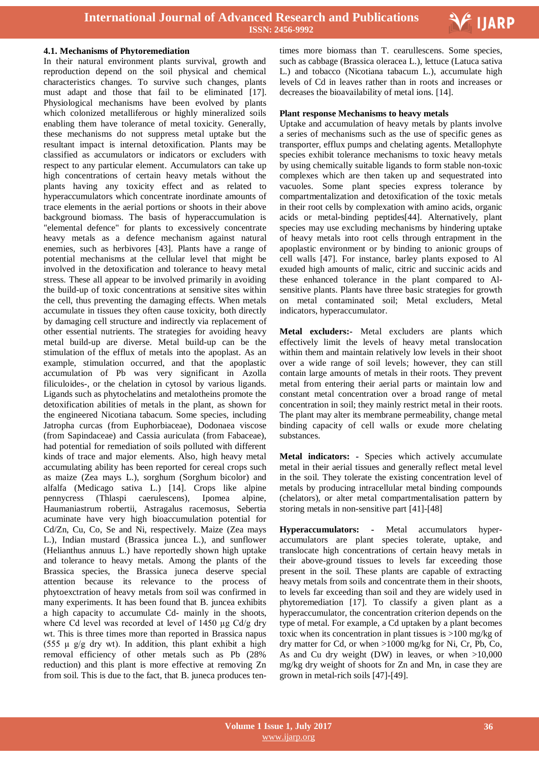### 4.1. Mechanisms of Phytoremediation

In their natural environment plants survival, growth and reproduction depend on the soil physical and chemical characteristics changes. To survive such changes, plants must adapt and those that fail to be eliminated [17]. Physiological mechanisms have been evolved by plants which colonized metalliferous or highly mineralized soils enabling them have tolerance of metal toxicity. Generally, these mechanisms do not suppress metal uptake but the resultant impact is internal detoxification. Plants may be classified as accumulators or indicators or excluders with respect to any particular element. Accumulators can take up high concentrations of certain heavy metals without the plants having any toxicity effect and as related to hyperaccumulators which concentrate inordinate amounts of trace elements in the aerial portions or shoots in their above background biomass. The basis of hyperaccumulation is "elemental defence" for plants to excessively concentrate heavy metals as a defence mechanism against natural enemies, such as herbivores [43]. Plants have a range of potential mechanisms at the cellular level that might be involved in the detoxification and tolerance to heavy metal stress. These all appear to be involved primarily in avoiding the build-up of toxic concentrations at sensitive sites within the cell, thus preventing the damaging effects. When metals accumulate in tissues they often cause toxicity, both directly by damaging cell structure and indirectly via replacement of other essential nutrients. The strategies for avoiding heavy metal build-up are diverse. Metal build-up can be the stimulation of the efflux of metals into the apoplast. As an example, stimulation occurred, and that the apoplastic accumulation of Pb was very significant in Azolla filiculoides-, or the chelation in cytosol by various ligands. Ligands such as phytochelatins and metalotheins promote the detoxification abilities of metals in the plant, as shown for the engineered Nicotiana tabacum. Some species, including Jatropha curcas (from Euphorbiaceae), Dodonaea viscose (from Sapindaceae) and Cassia auriculata (from Fabaceae), had potential for remediation of soils polluted with different kinds of trace and major elements. Also, high heavy metal accumulating ability has been reported for cereal crops such as maize (Zea mays L.), sorghum (Sorghum bicolor) and alfalfa (Medicago sativa L.) [14]. Crops like alpine pennycress (Thlaspi caerulescens), Ipomea alpine, Haumaniastrum robertii, Astragalus racemosus, Sebertia acuminate have very high bioaccumulation potential for Cd/Zn, Cu, Co, Se and Ni, respectively. Maize (Zea mays L.), Indian mustard (Brassica juncea L.), and sunflower (Helianthus annuus L.) have reportedly shown high uptake and tolerance to heavy metals. Among the plants of the Brassica species, the Brassica juneca deserve special attention because its relevance to the process of phytoexctration of heavy metals from soil was confirmed in many experiments. It has been found that B. juncea exhibits a high capacity to accumulate Cd- mainly in the shoots, where Cd level was recorded at level of 1450 µg Cd/g dry wt. This is three times more than reported in Brassica napus (555 µ g/g dry wt). In addition, this plant exhibit a high removal efficiency of other metals such as Pb (28% reduction) and this plant is more effective at removing Zn from soil. This is due to the fact, that B. juneca produces ten-times more biomass than T. cearullescens. Some species, such as cabbage (Brassica oleracea L.), lettuce (Latuca sativa L.) and tobacco (Nicotiana tabacum L.), accumulate high levels of Cd in leaves rather than in roots and increases or decreases the bioavailability of metal ions. [14].

**Plant response Mechanisms to heavy metals**

Uptake and accumulation of heavy metals by plants involve a series of mechanisms such as the use of specific genes as transporter, efflux pumps and chelating agents. Metallophyte species exhibit tolerance mechanisms to toxic heavy metals by using chemically suitable ligands to form stable non-toxic complexes which are then taken up and sequestrated into vacuoles. Some plant species express tolerance by compartmentalization and detoxification of the toxic metals in their root cells by complexation with amino acids, organic acids or metal-binding peptides[44]. Alternatively, plant species may use excluding mechanisms by hindering uptake of heavy metals into root cells through entrapment in the apoplastic environment or by binding to anionic groups of cell walls [47]. For instance, barley plants exposed to Al exuded high amounts of malic, citric and succinic acids and these enhanced tolerance in the plant compared to Al-sensitive plants. Plants have three basic strategies for growth on metal contaminated soil; Metal excluders, Metal indicators, hyperaccumulator.

**Metal excluders:-** Metal excluders are plants which effectively limit the levels of heavy metal translocation within them and maintain relatively low levels in their shoot over a wide range of soil levels; however, they can still contain large amounts of metals in their roots. They prevent metal from entering their aerial parts or maintain low and constant metal concentration over a broad range of metal concentration in soil; they mainly restrict metal in their roots. The plant may alter its membrane permeability, change metal binding capacity of cell walls or exude more chelating substances.

**Metal indicators: -** Species which actively accumulate metal in their aerial tissues and generally reflect metal level in the soil. They tolerate the existing concentration level of metals by producing intracellular metal binding compounds (chelators), or alter metal compartmentalisation pattern by storing metals in non-sensitive part [41]-[48]

**Hyperaccumulators: -** Metal accumulators hyper-accumulators are plant species tolerate, uptake, and translocate high concentrations of certain heavy metals in their above-ground tissues to levels far exceeding those present in the soil. These plants are capable of extracting heavy metals from soils and concentrate them in their shoots, to levels far exceeding than soil and they are widely used in phytoremediation [17]. To classify a given plant as a hyperaccumulator, the concentration criterion depends on the type of metal. For example, a Cd uptaken by a plant becomes toxic when its concentration in plant tissues is >100 mg/kg of dry matter for Cd, or when >1000 mg/kg for Ni, Cr, Pb, Co, As and Cu dry weight (DW) in leaves, or when >10,000 mg/kg dry weight of shoots for Zn and Mn, in case they are grown in metal-rich soils [47]-[49].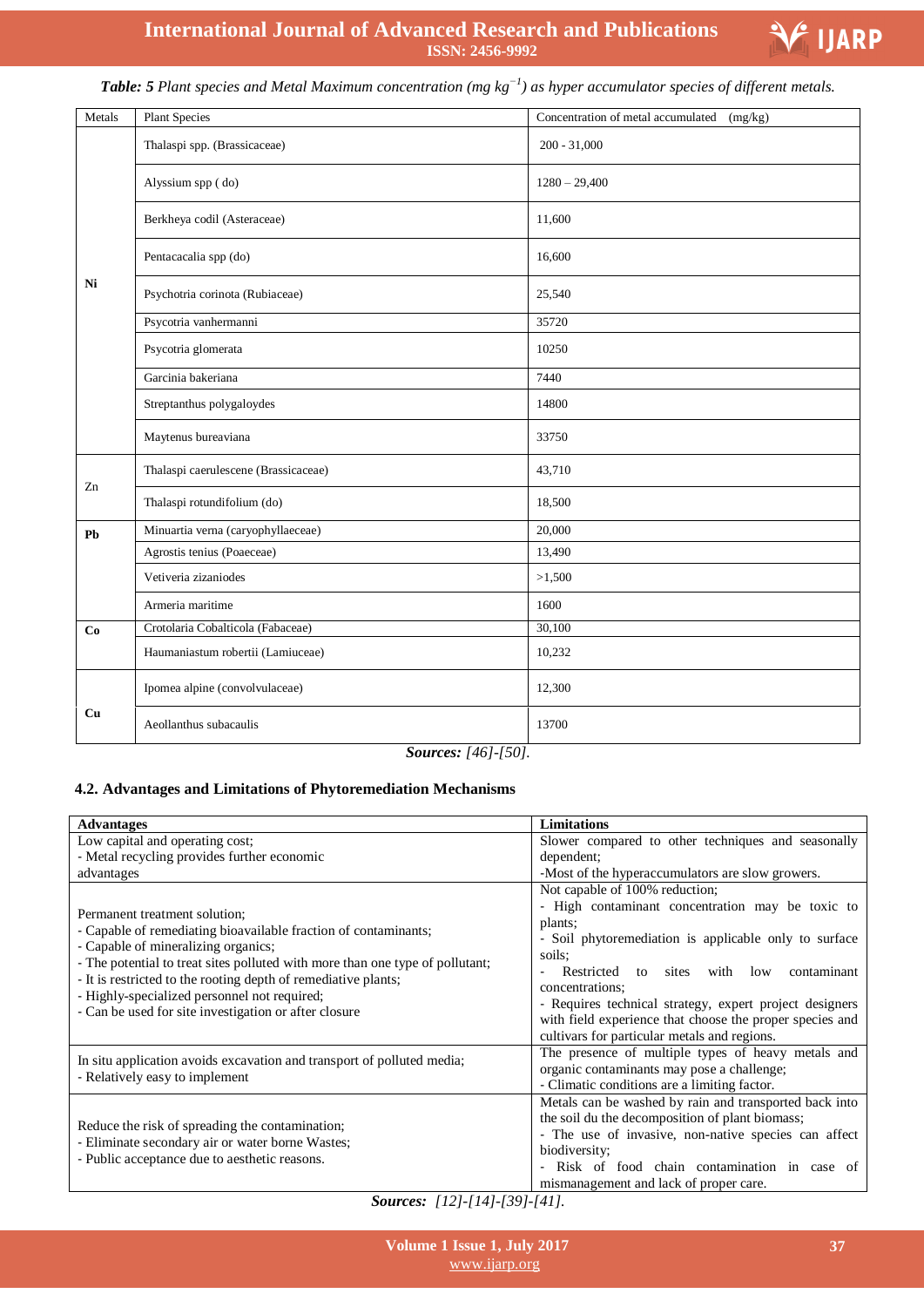***Table: 5*** *Plant species and Metal Maximum concentration (mg kg$^{-1}$) as hyper accumulator species of different metals.*

| Metals | Plant Species | Concentration of metal accumulated (mg/kg) |
|---|---|---|
| **Ni** | Thalaspi spp. (Brassicaceae) | 200 - 31,000 |
| | Alyssium spp ( do) | 1280 – 29,400 |
| | Berkheya codil (Asteraceae) | 11,600 |
| | Pentacacalia spp (do) | 16,600 |
| | Psychotria corinota (Rubiaceae) | 25,540 |
| | Psycotria vanhermanni | 35720 |
| | Psycotria glomerata | 10250 |
| | Garcinia bakeriana | 7440 |
| | Streptanthus polygaloydes | 14800 |
| | Maytenus bureaviana | 33750 |
| Zn | Thalaspi caerulescene (Brassicaceae) | 43,710 |
| | Thalaspi rotundifolium (do) | 18,500 |
| **Pb** | Minuartia verna (caryophyllaeceae) | 20,000 |
| | Agrostis tenius (Poaeceae) | 13,490 |
| | Vetiveria zizaniodes | >1,500 |
| | Armeria maritime | 1600 |
| **Co** | Crotolaria Cobalticola (Fabaceae) | 30,100 |
| | Haumaniastum robertii (Lamiuceae) | 10,232 |
| **Cu** | Ipomea alpine (convolvulaceae) | 12,300 |
| | Aeollanthus subacaulis | 13700 |

***Sources:*** *[46]-[50].*

### 4.2. Advantages and Limitations of Phytoremediation Mechanisms

| **Advantages** | **Limitations** |
|---|---|
| Low capital and operating cost;<br>- Metal recycling provides further economic advantages | Slower compared to other techniques and seasonally dependent;<br>-Most of the hyperaccumulators are slow growers. |
| Permanent treatment solution;<br>- Capable of remediating bioavailable fraction of contaminants;<br>- Capable of mineralizing organics;<br>- The potential to treat sites polluted with more than one type of pollutant;<br>- It is restricted to the rooting depth of remediative plants;<br>- Highly-specialized personnel not required;<br>- Can be used for site investigation or after closure | Not capable of 100% reduction;<br>- High contaminant concentration may be toxic to plants;<br>- Soil phytoremediation is applicable only to surface soils;<br>- Restricted to sites with low contaminant concentrations;<br>- Requires technical strategy, expert project designers with field experience that choose the proper species and cultivars for particular metals and regions. |
| In situ application avoids excavation and transport of polluted media;<br>- Relatively easy to implement | The presence of multiple types of heavy metals and organic contaminants may pose a challenge;<br>- Climatic conditions are a limiting factor. |
| Reduce the risk of spreading the contamination;<br>- Eliminate secondary air or water borne Wastes;<br>- Public acceptance due to aesthetic reasons. | Metals can be washed by rain and transported back into the soil du the decomposition of plant biomass;<br>- The use of invasive, non-native species can affect biodiversity;<br>- Risk of food chain contamination in case of mismanagement and lack of proper care. |

***Sources:*** *[12]-[14]-[39]-[41].*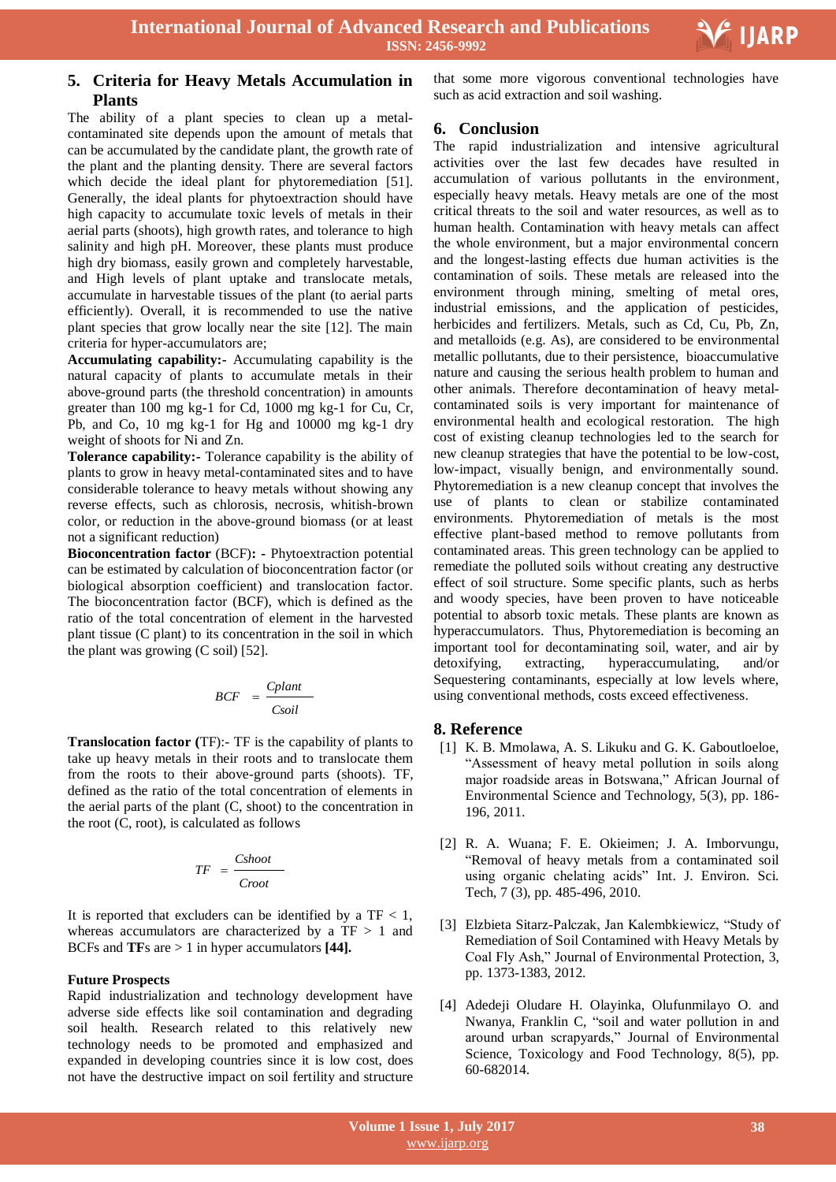## 5. Criteria for Heavy Metals Accumulation in Plants

The ability of a plant species to clean up a metal-contaminated site depends upon the amount of metals that can be accumulated by the candidate plant, the growth rate of the plant and the planting density. There are several factors which decide the ideal plant for phytoremediation [51]. Generally, the ideal plants for phytoextraction should have high capacity to accumulate toxic levels of metals in their aerial parts (shoots), high growth rates, and tolerance to high salinity and high pH. Moreover, these plants must produce high dry biomass, easily grown and completely harvestable, and High levels of plant uptake and translocate metals, accumulate in harvestable tissues of the plant (to aerial parts efficiently). Overall, it is recommended to use the native plant species that grow locally near the site [12]. The main criteria for hyper-accumulators are;

**Accumulating capability:-** Accumulating capability is the natural capacity of plants to accumulate metals in their above-ground parts (the threshold concentration) in amounts greater than 100 mg kg-1 for Cd, 1000 mg kg-1 for Cu, Cr, Pb, and Co, 10 mg kg-1 for Hg and 10000 mg kg-1 dry weight of shoots for Ni and Zn.

**Tolerance capability:-** Tolerance capability is the ability of plants to grow in heavy metal-contaminated sites and to have considerable tolerance to heavy metals without showing any reverse effects, such as chlorosis, necrosis, whitish-brown color, or reduction in the above-ground biomass (or at least not a significant reduction)

**Bioconcentration factor** (BCF)**: -** Phytoextraction potential can be estimated by calculation of bioconcentration factor (or biological absorption coefficient) and translocation factor. The bioconcentration factor (BCF), which is defined as the ratio of the total concentration of element in the harvested plant tissue (C plant) to its concentration in the soil in which the plant was growing (C soil) [52].

$$BCF = \frac{Cplant}{Csoil}$$

**Translocation factor (**TF):- TF is the capability of plants to take up heavy metals in their roots and to translocate them from the roots to their above-ground parts (shoots). TF, defined as the ratio of the total concentration of elements in the aerial parts of the plant (C, shoot) to the concentration in the root (C, root), is calculated as follows

$$TF = \frac{Cshoot}{Croot}$$

It is reported that excluders can be identified by a TF < 1, whereas accumulators are characterized by a TF > 1 and BCFs and **TF**s are > 1 in hyper accumulators **[44].**

**Future Prospects**

Rapid industrialization and technology development have adverse side effects like soil contamination and degrading soil health. Research related to this relatively new technology needs to be promoted and emphasized and expanded in developing countries since it is low cost, does not have the destructive impact on soil fertility and structure that some more vigorous conventional technologies have such as acid extraction and soil washing.

## 6. Conclusion

The rapid industrialization and intensive agricultural activities over the last few decades have resulted in accumulation of various pollutants in the environment, especially heavy metals. Heavy metals are one of the most critical threats to the soil and water resources, as well as to human health. Contamination with heavy metals can affect the whole environment, but a major environmental concern and the longest-lasting effects due human activities is the contamination of soils. These metals are released into the environment through mining, smelting of metal ores, industrial emissions, and the application of pesticides, herbicides and fertilizers. Metals, such as Cd, Cu, Pb, Zn, and metalloids (e.g. As), are considered to be environmental metallic pollutants, due to their persistence, bioaccumulative nature and causing the serious health problem to human and other animals. Therefore decontamination of heavy metal-contaminated soils is very important for maintenance of environmental health and ecological restoration. The high cost of existing cleanup technologies led to the search for new cleanup strategies that have the potential to be low-cost, low-impact, visually benign, and environmentally sound. Phytoremediation is a new cleanup concept that involves the use of plants to clean or stabilize contaminated environments. Phytoremediation of metals is the most effective plant-based method to remove pollutants from contaminated areas. This green technology can be applied to remediate the polluted soils without creating any destructive effect of soil structure. Some specific plants, such as herbs and woody species, have been proven to have noticeable potential to absorb toxic metals. These plants are known as hyperaccumulators. Thus, Phytoremediation is becoming an important tool for decontaminating soil, water, and air by detoxifying, extracting, hyperaccumulating, and/or Sequestering contaminants, especially at low levels where, using conventional methods, costs exceed effectiveness.

## 8. Reference

[1] K. B. Mmolawa, A. S. Likuku and G. K. Gaboutloeloe, "Assessment of heavy metal pollution in soils along major roadside areas in Botswana," African Journal of Environmental Science and Technology, 5(3), pp. 186-196, 2011.

[2] R. A. Wuana; F. E. Okieimen; J. A. Imborvungu, "Removal of heavy metals from a contaminated soil using organic chelating acids" Int. J. Environ. Sci. Tech, 7 (3), pp. 485-496, 2010.

[3] Elzbieta Sitarz-Palczak, Jan Kalembkiewicz, "Study of Remediation of Soil Contamined with Heavy Metals by Coal Fly Ash," Journal of Environmental Protection, 3, pp. 1373-1383, 2012.

[4] Adedeji Oludare H. Olayinka, Olufunmilayo O. and Nwanya, Franklin C, "soil and water pollution in and around urban scrapyards," Journal of Environmental Science, Toxicology and Food Technology, 8(5), pp. 60-682014.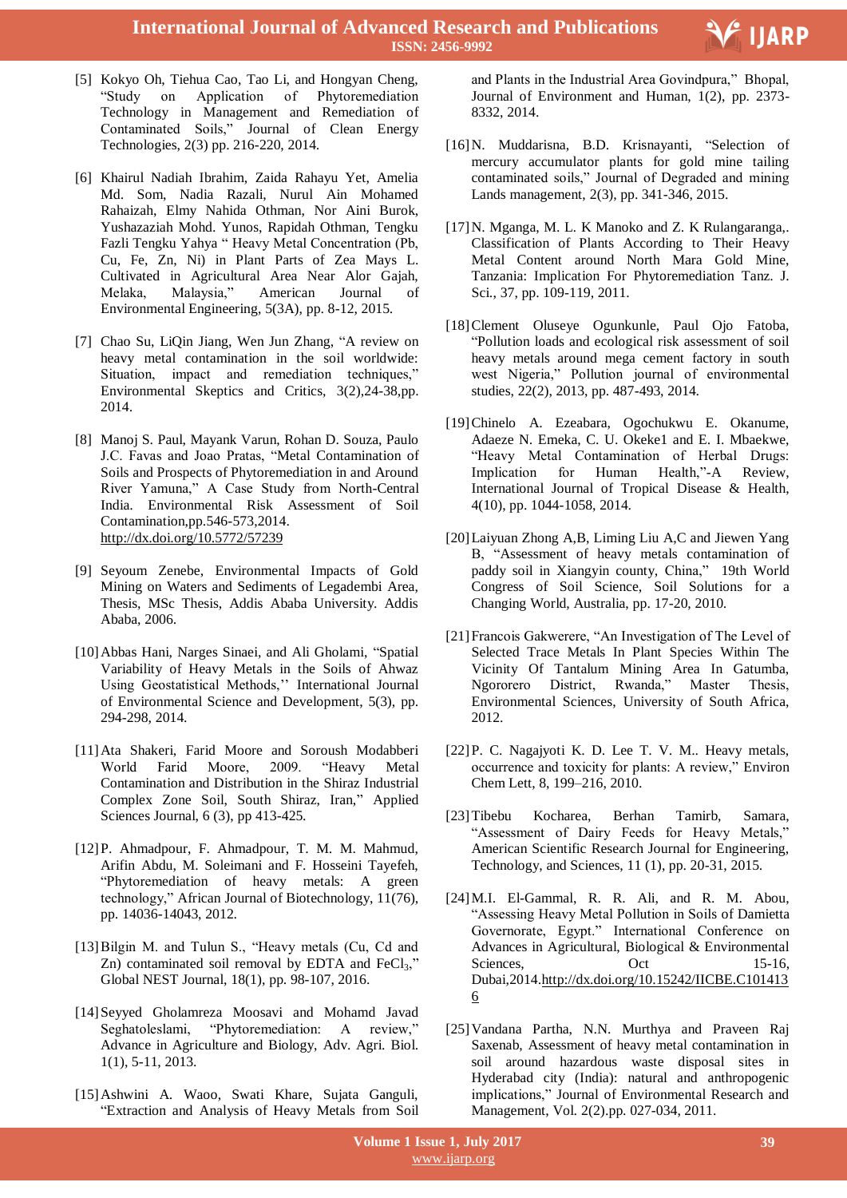[5] Kokyo Oh, Tiehua Cao, Tao Li, and Hongyan Cheng, "Study on Application of Phytoremediation Technology in Management and Remediation of Contaminated Soils," Journal of Clean Energy Technologies, 2(3) pp. 216-220, 2014.

[6] Khairul Nadiah Ibrahim, Zaida Rahayu Yet, Amelia Md. Som, Nadia Razali, Nurul Ain Mohamed Rahaizah, Elmy Nahida Othman, Nor Aini Burok, Yushazaziah Mohd. Yunos, Rapidah Othman, Tengku Fazli Tengku Yahya " Heavy Metal Concentration (Pb, Cu, Fe, Zn, Ni) in Plant Parts of Zea Mays L. Cultivated in Agricultural Area Near Alor Gajah, Melaka, Malaysia," American Journal of Environmental Engineering, 5(3A), pp. 8-12, 2015.

[7] Chao Su, LiQin Jiang, Wen Jun Zhang, "A review on heavy metal contamination in the soil worldwide: Situation, impact and remediation techniques," Environmental Skeptics and Critics, 3(2),24-38,pp. 2014.

[8] Manoj S. Paul, Mayank Varun, Rohan D. Souza, Paulo J.C. Favas and Joao Pratas, "Metal Contamination of Soils and Prospects of Phytoremediation in and Around River Yamuna," A Case Study from North-Central India. Environmental Risk Assessment of Soil Contamination,pp.546-573,2014. http://dx.doi.org/10.5772/57239

[9] Seyoum Zenebe, Environmental Impacts of Gold Mining on Waters and Sediments of Legadembi Area, Thesis, MSc Thesis, Addis Ababa University. Addis Ababa, 2006.

[10] Abbas Hani, Narges Sinaei, and Ali Gholami, "Spatial Variability of Heavy Metals in the Soils of Ahwaz Using Geostatistical Methods,'' International Journal of Environmental Science and Development, 5(3), pp. 294-298, 2014.

[11] Ata Shakeri, Farid Moore and Soroush Modabberi World Farid Moore, 2009. "Heavy Metal Contamination and Distribution in the Shiraz Industrial Complex Zone Soil, South Shiraz, Iran," Applied Sciences Journal, 6 (3), pp 413-425.

[12] P. Ahmadpour, F. Ahmadpour, T. M. M. Mahmud, Arifin Abdu, M. Soleimani and F. Hosseini Tayefeh, "Phytoremediation of heavy metals: A green technology," African Journal of Biotechnology, 11(76), pp. 14036-14043, 2012.

[13] Bilgin M. and Tulun S., "Heavy metals (Cu, Cd and Zn) contaminated soil removal by EDTA and $FeCl_3$," Global NEST Journal, 18(1), pp. 98-107, 2016.

[14] Seyyed Gholamreza Moosavi and Mohamd Javad Seghatoleslami, "Phytoremediation: A review," Advance in Agriculture and Biology, Adv. Agri. Biol. 1(1), 5-11, 2013.

[15] Ashwini A. Waoo, Swati Khare, Sujata Ganguli, "Extraction and Analysis of Heavy Metals from Soil and Plants in the Industrial Area Govindpura," Bhopal, Journal of Environment and Human, 1(2), pp. 2373-8332, 2014.

[16] N. Muddarisna, B.D. Krisnayanti, "Selection of mercury accumulator plants for gold mine tailing contaminated soils," Journal of Degraded and mining Lands management, 2(3), pp. 341-346, 2015.

[17] N. Mganga, M. L. K Manoko and Z. K Rulangaranga,. Classification of Plants According to Their Heavy Metal Content around North Mara Gold Mine, Tanzania: Implication For Phytoremediation Tanz. J. Sci., 37, pp. 109-119, 2011.

[18] Clement Oluseye Ogunkunle, Paul Ojo Fatoba, "Pollution loads and ecological risk assessment of soil heavy metals around mega cement factory in south west Nigeria," Pollution journal of environmental studies, 22(2), 2013, pp. 487-493, 2014.

[19] Chinelo A. Ezeabara, Ogochukwu E. Okanume, Adaeze N. Emeka, C. U. Okeke1 and E. I. Mbaekwe, "Heavy Metal Contamination of Herbal Drugs: Implication for Human Health,"-A Review, International Journal of Tropical Disease & Health, 4(10), pp. 1044-1058, 2014.

[20] Laiyuan Zhong A,B, Liming Liu A,C and Jiewen Yang B, "Assessment of heavy metals contamination of paddy soil in Xiangyin county, China," 19th World Congress of Soil Science, Soil Solutions for a Changing World, Australia, pp. 17-20, 2010.

[21] Francois Gakwerere, "An Investigation of The Level of Selected Trace Metals In Plant Species Within The Vicinity Of Tantalum Mining Area In Gatumba, Ngororero District, Rwanda," Master Thesis, Environmental Sciences, University of South Africa, 2012.

[22] P. C. Nagajyoti K. D. Lee T. V. M.. Heavy metals, occurrence and toxicity for plants: A review," Environ Chem Lett, 8, 199–216, 2010.

[23] Tibebu Kocharea, Berhan Tamirb, Samara, "Assessment of Dairy Feeds for Heavy Metals," American Scientific Research Journal for Engineering, Technology, and Sciences, 11 (1), pp. 20-31, 2015.

[24] M.I. El-Gammal, R. R. Ali, and R. M. Abou, "Assessing Heavy Metal Pollution in Soils of Damietta Governorate, Egypt." International Conference on Advances in Agricultural, Biological & Environmental Sciences, Oct 15-16, Dubai,2014.http://dx.doi.org/10.15242/IICBE.C1014136

[25] Vandana Partha, N.N. Murthya and Praveen Raj Saxenab, Assessment of heavy metal contamination in soil around hazardous waste disposal sites in Hyderabad city (India): natural and anthropogenic implications," Journal of Environmental Research and Management, Vol. 2(2).pp. 027-034, 2011.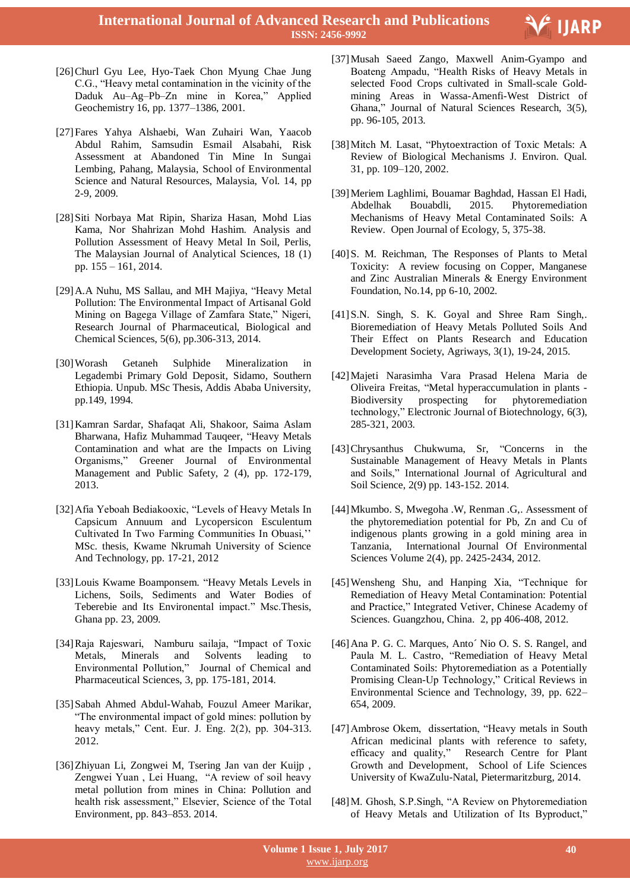[26] Churl Gyu Lee, Hyo-Taek Chon Myung Chae Jung C.G., "Heavy metal contamination in the vicinity of the Daduk Au–Ag–Pb–Zn mine in Korea," Applied Geochemistry 16, pp. 1377–1386, 2001.

[27] Fares Yahya Alshaebi, Wan Zuhairi Wan, Yaacob Abdul Rahim, Samsudin Esmail Alsabahi, Risk Assessment at Abandoned Tin Mine In Sungai Lembing, Pahang, Malaysia, School of Environmental Science and Natural Resources, Malaysia, Vol. 14, pp 2-9, 2009.

[28] Siti Norbaya Mat Ripin, Shariza Hasan, Mohd Lias Kama, Nor Shahrizan Mohd Hashim. Analysis and Pollution Assessment of Heavy Metal In Soil, Perlis, The Malaysian Journal of Analytical Sciences, 18 (1) pp. 155 – 161, 2014.

[29] A.A Nuhu, MS Sallau, and MH Majiya, "Heavy Metal Pollution: The Environmental Impact of Artisanal Gold Mining on Bagega Village of Zamfara State," Nigeri, Research Journal of Pharmaceutical, Biological and Chemical Sciences, 5(6), pp.306-313, 2014.

[30] Worash Getaneh Sulphide Mineralization in Legadembi Primary Gold Deposit, Sidamo, Southern Ethiopia. Unpub. MSc Thesis, Addis Ababa University, pp.149, 1994.

[31] Kamran Sardar, Shafaqat Ali, Shakoor, Saima Aslam Bharwana, Hafiz Muhammad Tauqeer, "Heavy Metals Contamination and what are the Impacts on Living Organisms," Greener Journal of Environmental Management and Public Safety, 2 (4), pp. 172-179, 2013.

[32] Afia Yeboah Bediakooxic, "Levels of Heavy Metals In Capsicum Annuum and Lycopersicon Esculentum Cultivated In Two Farming Communities In Obuasi,'' MSc. thesis, Kwame Nkrumah University of Science And Technology, pp. 17-21, 2012

[33] Louis Kwame Boamponsem. "Heavy Metals Levels in Lichens, Soils, Sediments and Water Bodies of Teberebie and Its Environental impact." Msc.Thesis, Ghana pp. 23, 2009.

[34] Raja Rajeswari, Namburu sailaja, "Impact of Toxic Metals, Minerals and Solvents leading to Environmental Pollution," Journal of Chemical and Pharmaceutical Sciences, 3, pp. 175-181, 2014.

[35] Sabah Ahmed Abdul-Wahab, Fouzul Ameer Marikar, "The environmental impact of gold mines: pollution by heavy metals," Cent. Eur. J. Eng. 2(2), pp. 304-313. 2012.

[36] Zhiyuan Li, Zongwei M, Tsering Jan van der Kuijp , Zengwei Yuan , Lei Huang, "A review of soil heavy metal pollution from mines in China: Pollution and health risk assessment," Elsevier, Science of the Total Environment, pp. 843–853. 2014.

[37] Musah Saeed Zango, Maxwell Anim-Gyampo and Boateng Ampadu, "Health Risks of Heavy Metals in selected Food Crops cultivated in Small-scale Gold-mining Areas in Wassa-Amenfi-West District of Ghana," Journal of Natural Sciences Research, 3(5), pp. 96-105, 2013.

[38] Mitch M. Lasat, "Phytoextraction of Toxic Metals: A Review of Biological Mechanisms J. Environ. Qual. 31, pp. 109–120, 2002.

[39] Meriem Laghlimi, Bouamar Baghdad, Hassan El Hadi, Abdelhak Bouabdli, 2015. Phytoremediation Mechanisms of Heavy Metal Contaminated Soils: A Review. Open Journal of Ecology, 5, 375-38.

[40] S. M. Reichman, The Responses of Plants to Metal Toxicity: A review focusing on Copper, Manganese and Zinc Australian Minerals & Energy Environment Foundation, No.14, pp 6-10, 2002.

[41] S.N. Singh, S. K. Goyal and Shree Ram Singh,. Bioremediation of Heavy Metals Polluted Soils And Their Effect on Plants Research and Education Development Society, Agriways, 3(1), 19-24, 2015.

[42] Majeti Narasimha Vara Prasad Helena Maria de Oliveira Freitas, "Metal hyperaccumulation in plants - Biodiversity prospecting for phytoremediation technology," Electronic Journal of Biotechnology, 6(3), 285-321, 2003.

[43] Chrysanthus Chukwuma, Sr, "Concerns in the Sustainable Management of Heavy Metals in Plants and Soils," International Journal of Agricultural and Soil Science, 2(9) pp. 143-152. 2014.

[44] Mkumbo. S, Mwegoha .W, Renman .G,. Assessment of the phytoremediation potential for Pb, Zn and Cu of indigenous plants growing in a gold mining area in Tanzania, International Journal Of Environmental Sciences Volume 2(4), pp. 2425-2434, 2012.

[45] Wensheng Shu, and Hanping Xia, "Technique for Remediation of Heavy Metal Contamination: Potential and Practice," Integrated Vetiver, Chinese Academy of Sciences. Guangzhou, China. 2, pp 406-408, 2012.

[46] Ana P. G. C. Marques, Anto´ Nio O. S. S. Rangel, and Paula M. L. Castro, "Remediation of Heavy Metal Contaminated Soils: Phytoremediation as a Potentially Promising Clean-Up Technology," Critical Reviews in Environmental Science and Technology, 39, pp. 622–654, 2009.

[47] Ambrose Okem, dissertation, "Heavy metals in South African medicinal plants with reference to safety, efficacy and quality," Research Centre for Plant Growth and Development, School of Life Sciences University of KwaZulu-Natal, Pietermaritzburg, 2014.

[48] M. Ghosh, S.P.Singh, "A Review on Phytoremediation of Heavy Metals and Utilization of Its Byproduct,"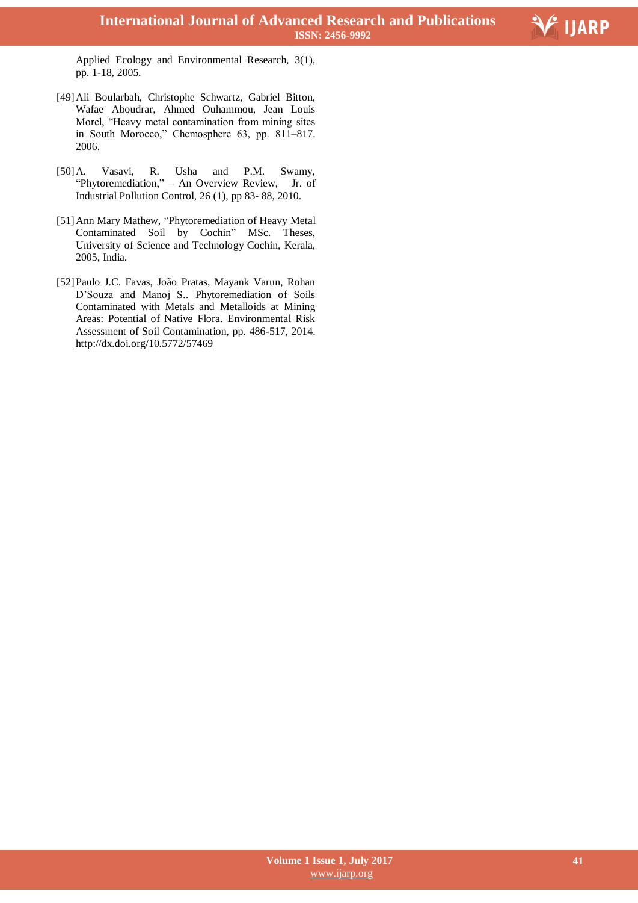Applied Ecology and Environmental Research, 3(1), pp. 1-18, 2005.

[49] Ali Boularbah, Christophe Schwartz, Gabriel Bitton, Wafae Aboudrar, Ahmed Ouhammou, Jean Louis Morel, "Heavy metal contamination from mining sites in South Morocco," Chemosphere 63, pp. 811–817. 2006.

[50] A. Vasavi, R. Usha and P.M. Swamy, "Phytoremediation," – An Overview Review, Jr. of Industrial Pollution Control, 26 (1), pp 83- 88, 2010.

[51] Ann Mary Mathew, "Phytoremediation of Heavy Metal Contaminated Soil by Cochin" MSc. Theses, University of Science and Technology Cochin, Kerala, 2005, India.

[52] Paulo J.C. Favas, João Pratas, Mayank Varun, Rohan D'Souza and Manoj S.. Phytoremediation of Soils Contaminated with Metals and Metalloids at Mining Areas: Potential of Native Flora. Environmental Risk Assessment of Soil Contamination, pp. 486-517, 2014. http://dx.doi.org/10.5772/57469